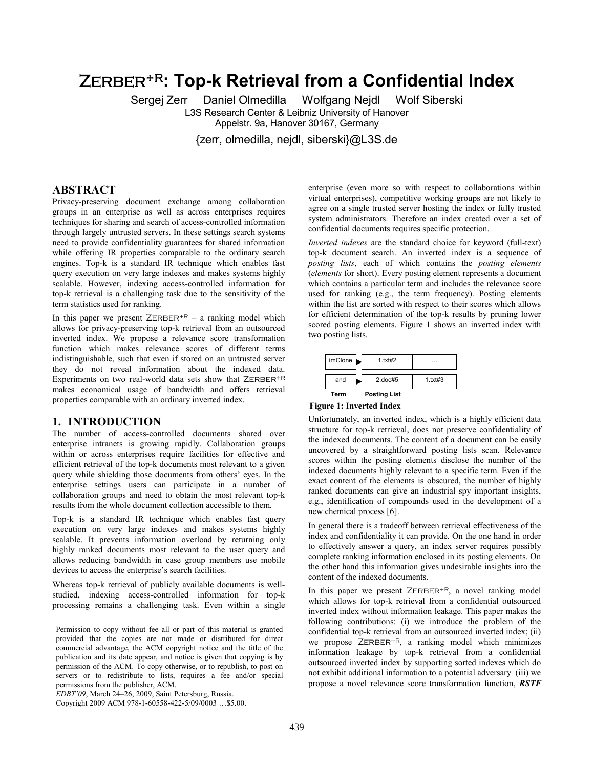# ZERBER$^{+R}$: Top-k Retrieval from a Confidential Index

Sergej Zerr Daniel Olmedilla Wolfgang Nejdl Wolf Siberski

L3S Research Center & Leibniz University of Hanover
Appelstr. 9a, Hanover 30167, Germany

{zerr, olmedilla, nejdl, siberski}@L3S.de

## ABSTRACT

Privacy-preserving document exchange among collaboration groups in an enterprise as well as across enterprises requires techniques for sharing and search of access-controlled information through largely untrusted servers. In these settings search systems need to provide confidentiality guarantees for shared information while offering IR properties comparable to the ordinary search engines. Top-k is a standard IR technique which enables fast query execution on very large indexes and makes systems highly scalable. However, indexing access-controlled information for top-k retrieval is a challenging task due to the sensitivity of the term statistics used for ranking.

In this paper we present ZERBER$^{+R}$ – a ranking model which allows for privacy-preserving top-k retrieval from an outsourced inverted index. We propose a relevance score transformation function which makes relevance scores of different terms indistinguishable, such that even if stored on an untrusted server they do not reveal information about the indexed data. Experiments on two real-world data sets show that ZERBER$^{+R}$ makes economical usage of bandwidth and offers retrieval properties comparable with an ordinary inverted index.

## 1. INTRODUCTION

The number of access-controlled documents shared over enterprise intranets is growing rapidly. Collaboration groups within or across enterprises require facilities for effective and efficient retrieval of the top-k documents most relevant to a given query while shielding those documents from others' eyes. In the enterprise settings users can participate in a number of collaboration groups and need to obtain the most relevant top-k results from the whole document collection accessible to them.

Top-k is a standard IR technique which enables fast query execution on very large indexes and makes systems highly scalable. It prevents information overload by returning only highly ranked documents most relevant to the user query and allows reducing bandwidth in case group members use mobile devices to access the enterprise's search facilities.

Whereas top-k retrieval of publicly available documents is well-studied, indexing access-controlled information for top-k processing remains a challenging task. Even within a single enterprise (even more so with respect to collaborations within virtual enterprises), competitive working groups are not likely to agree on a single trusted server hosting the index or fully trusted system administrators. Therefore an index created over a set of confidential documents requires specific protection.

*Inverted indexes* are the standard choice for keyword (full-text) top-k document search. An inverted index is a sequence of *posting lists*, each of which contains the *posting elements* (*elements* for short). Every posting element represents a document which contains a particular term and includes the relevance score used for ranking (e.g., the term frequency). Posting elements within the list are sorted with respect to their scores which allows for efficient determination of the top-k results by pruning lower scored posting elements. Figure 1 shows an inverted index with two posting lists.

| Term | Posting List | |
|---|---|---|
| imClone | 1.txt#2 | … |
| and | 2.doc#5 | 1.txt#3 |

**Figure 1: Inverted Index**

Unfortunately, an inverted index, which is a highly efficient data structure for top-k retrieval, does not preserve confidentiality of the indexed documents. The content of a document can be easily uncovered by a straightforward posting lists scan. Relevance scores within the posting elements disclose the number of the indexed documents highly relevant to a specific term. Even if the exact content of the elements is obscured, the number of highly ranked documents can give an industrial spy important insights, e.g., identification of compounds used in the development of a new chemical process [6].

In general there is a tradeoff between retrieval effectiveness of the index and confidentiality it can provide. On the one hand in order to effectively answer a query, an index server requires possibly complete ranking information enclosed in its posting elements. On the other hand this information gives undesirable insights into the content of the indexed documents.

In this paper we present ZERBER$^{+R}$, a novel ranking model which allows for top-k retrieval from a confidential outsourced inverted index without information leakage. This paper makes the following contributions: (i) we introduce the problem of the confidential top-k retrieval from an outsourced inverted index; (ii) we propose ZERBER$^{+R}$, a ranking model which minimizes information leakage by top-k retrieval from a confidential outsourced inverted index by supporting sorted indexes which do not exhibit additional information to a potential adversary (iii) we propose a novel relevance score transformation function, ***RSTF***

Permission to copy without fee all or part of this material is granted provided that the copies are not made or distributed for direct commercial advantage, the ACM copyright notice and the title of the publication and its date appear, and notice is given that copying is by permission of the ACM. To copy otherwise, or to republish, to post on servers or to redistribute to lists, requires a fee and/or special permissions from the publisher, ACM.

*EDBT'09*, March 24–26, 2009, Saint Petersburg, Russia.

Copyright 2009 ACM 978-1-60558-422-5/09/0003 …$5.00.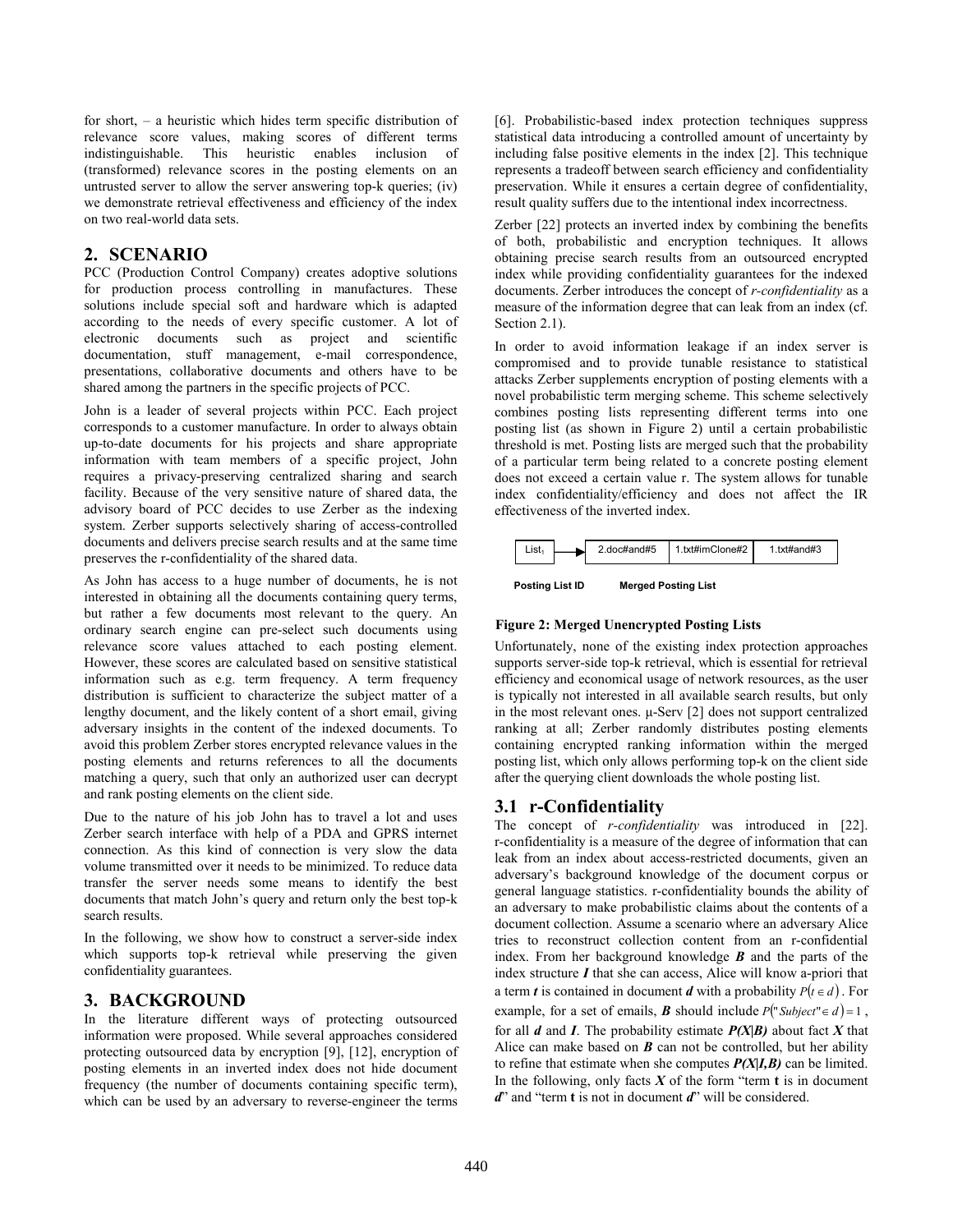for short, – a heuristic which hides term specific distribution of relevance score values, making scores of different terms indistinguishable. This heuristic enables inclusion of (transformed) relevance scores in the posting elements on an untrusted server to allow the server answering top-k queries; (iv) we demonstrate retrieval effectiveness and efficiency of the index on two real-world data sets.

## 2. SCENARIO

PCC (Production Control Company) creates adoptive solutions for production process controlling in manufactures. These solutions include special soft and hardware which is adapted according to the needs of every specific customer. A lot of electronic documents such as project and scientific documentation, stuff management, e-mail correspondence, presentations, collaborative documents and others have to be shared among the partners in the specific projects of PCC.

John is a leader of several projects within PCC. Each project corresponds to a customer manufacture. In order to always obtain up-to-date documents for his projects and share appropriate information with team members of a specific project, John requires a privacy-preserving centralized sharing and search facility. Because of the very sensitive nature of shared data, the advisory board of PCC decides to use Zerber as the indexing system. Zerber supports selectively sharing of access-controlled documents and delivers precise search results and at the same time preserves the r-confidentiality of the shared data.

As John has access to a huge number of documents, he is not interested in obtaining all the documents containing query terms, but rather a few documents most relevant to the query. An ordinary search engine can pre-select such documents using relevance score values attached to each posting element. However, these scores are calculated based on sensitive statistical information such as e.g. term frequency. A term frequency distribution is sufficient to characterize the subject matter of a lengthy document, and the likely content of a short email, giving adversary insights in the content of the indexed documents. To avoid this problem Zerber stores encrypted relevance values in the posting elements and returns references to all the documents matching a query, such that only an authorized user can decrypt and rank posting elements on the client side.

Due to the nature of his job John has to travel a lot and uses Zerber search interface with help of a PDA and GPRS internet connection. As this kind of connection is very slow the data volume transmitted over it needs to be minimized. To reduce data transfer the server needs some means to identify the best documents that match John's query and return only the best top-k search results.

In the following, we show how to construct a server-side index which supports top-k retrieval while preserving the given confidentiality guarantees.

## 3. BACKGROUND

In the literature different ways of protecting outsourced information were proposed. While several approaches considered protecting outsourced data by encryption [9], [12], encryption of posting elements in an inverted index does not hide document frequency (the number of documents containing specific term), which can be used by an adversary to reverse-engineer the terms [6]. Probabilistic-based index protection techniques suppress statistical data introducing a controlled amount of uncertainty by including false positive elements in the index [2]. This technique represents a tradeoff between search efficiency and confidentiality preservation. While it ensures a certain degree of confidentiality, result quality suffers due to the intentional index incorrectness.

Zerber [22] protects an inverted index by combining the benefits of both, probabilistic and encryption techniques. It allows obtaining precise search results from an outsourced encrypted index while providing confidentiality guarantees for the indexed documents. Zerber introduces the concept of *r-confidentiality* as a measure of the information degree that can leak from an index (cf. Section 2.1).

In order to avoid information leakage if an index server is compromised and to provide tunable resistance to statistical attacks Zerber supplements encryption of posting elements with a novel probabilistic term merging scheme. This scheme selectively combines posting lists representing different terms into one posting list (as shown in Figure 2) until a certain probabilistic threshold is met. Posting lists are merged such that the probability of a particular term being related to a concrete posting element does not exceed a certain value r. The system allows for tunable index confidentiality/efficiency and does not affect the IR effectiveness of the inverted index.

| $List_1$ | → | 2.doc#and#5 | 1.txt#imClone#2 | 1.txt#and#3 |
|---|---|---|---|---|
| **Posting List ID** | | **Merged Posting List** | | |

**Figure 2: Merged Unencrypted Posting Lists**

Unfortunately, none of the existing index protection approaches supports server-side top-k retrieval, which is essential for retrieval efficiency and economical usage of network resources, as the user is typically not interested in all available search results, but only in the most relevant ones. µ-Serv [2] does not support centralized ranking at all; Zerber randomly distributes posting elements containing encrypted ranking information within the merged posting list, which only allows performing top-k on the client side after the querying client downloads the whole posting list.

### 3.1 r-Confidentiality

The concept of *r-confidentiality* was introduced in [22]. r-confidentiality is a measure of the degree of information that can leak from an index about access-restricted documents, given an adversary's background knowledge of the document corpus or general language statistics. r-confidentiality bounds the ability of an adversary to make probabilistic claims about the contents of a document collection. Assume a scenario where an adversary Alice tries to reconstruct collection content from an r-confidential index. From her background knowledge ***B*** and the parts of the index structure ***I*** that she can access, Alice will know a-priori that a term ***t*** is contained in document ***d*** with a probability $P(t \in d)$. For example, for a set of emails, ***B*** should include $P(\text{"}Subject\text{"} \in d) = 1$, for all ***d*** and ***I***. The probability estimate ***P(X|B)*** about fact ***X*** that Alice can make based on ***B*** can not be controlled, but her ability to refine that estimate when she computes ***P(X|I,B)*** can be limited. In the following, only facts ***X*** of the form "term **t** is in document ***d***" and "term **t** is not in document ***d***" will be considered.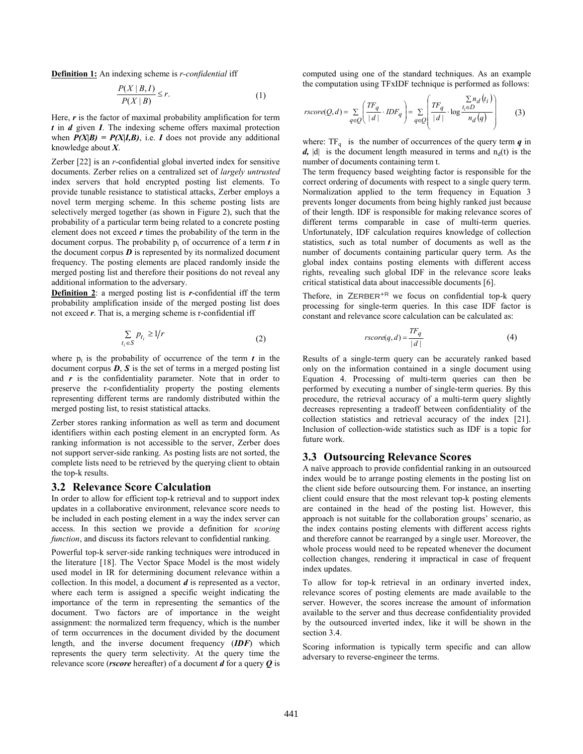**Definition 1:** An indexing scheme is *r-confidential* iff

$$\frac{P(X \mid B, I)}{P(X \mid B)} \leq r. \tag{1}$$

Here, ***r*** is the factor of maximal probability amplification for term ***t*** in ***d*** given ***I***. The indexing scheme offers maximal protection when ***P(X|B) = P(X|I,B)***, i.e. ***I*** does not provide any additional knowledge about ***X***.

Zerber [22] is an *r*-confidential global inverted index for sensitive documents. Zerber relies on a centralized set of *largely untrusted* index servers that hold encrypted posting list elements. To provide tunable resistance to statistical attacks, Zerber employs a novel term merging scheme. In this scheme posting lists are selectively merged together (as shown in Figure 2), such that the probability of a particular term being related to a concrete posting element does not exceed ***r*** times the probability of the term in the document corpus. The probability $p_t$ of occurrence of a term ***t*** in the document corpus ***D*** is represented by its normalized document frequency. The posting elements are placed randomly inside the merged posting list and therefore their positions do not reveal any additional information to the adversary.

**Definition 2**: a merged posting list is ***r***-confidential iff the term probability amplification inside of the merged posting list does not exceed ***r***. That is, a merging scheme is r-confidential iff

$$\sum_{t_i \in S} p_{t_i} \geq 1/r \tag{2}$$

where $p_t$ is the probability of occurrence of the term ***t*** in the document corpus ***D***, ***S*** is the set of terms in a merged posting list and ***r*** is the confidentiality parameter. Note that in order to preserve the r-confidentiality property the posting elements representing different terms are randomly distributed within the merged posting list, to resist statistical attacks.

Zerber stores ranking information as well as term and document identifiers within each posting element in an encrypted form. As ranking information is not accessible to the server, Zerber does not support server-side ranking. As posting lists are not sorted, the complete lists need to be retrieved by the querying client to obtain the top-k results.

## 3.2 Relevance Score Calculation

In order to allow for efficient top-k retrieval and to support index updates in a collaborative environment, relevance score needs to be included in each posting element in a way the index server can access. In this section we provide a definition for *scoring function*, and discuss its factors relevant to confidential ranking.

Powerful top-k server-side ranking techniques were introduced in the literature [18]. The Vector Space Model is the most widely used model in IR for determining document relevance within a collection. In this model, a document ***d*** is represented as a vector, where each term is assigned a specific weight indicating the importance of the term in representing the semantics of the document. Two factors are of importance in the weight assignment: the normalized term frequency, which is the number of term occurrences in the document divided by the document length, and the inverse document frequency (***IDF***) which represents the query term selectivity. At the query time the relevance score (***rscore*** hereafter) of a document ***d*** for a query ***Q*** is computed using one of the standard techniques. As an example the computation using TFxIDF technique is performed as follows:

$$rscore(Q,d) = \sum_{q \in Q} \left( \frac{TF_q}{|d|} \cdot IDF_q \right) = \sum_{q \in Q} \left( \frac{TF_q}{|d|} \cdot \log \frac{\sum_{t_i \in D} n_d(t_i)}{n_d(q)} \right) \tag{3}$$

where: $TF_q$ is the number of occurrences of the query term ***q*** in ***d***, |d| is the document length measured in terms and $n_d(t)$ is the number of documents containing term t.

The term frequency based weighting factor is responsible for the correct ordering of documents with respect to a single query term. Normalization applied to the term frequency in Equation 3 prevents longer documents from being highly ranked just because of their length. IDF is responsible for making relevance scores of different terms comparable in case of multi-term queries. Unfortunately, IDF calculation requires knowledge of collection statistics, such as total number of documents as well as the number of documents containing particular query term. As the global index contains posting elements with different access rights, revealing such global IDF in the relevance score leaks critical statistical data about inaccessible documents [6].

Thefore, in ZERBER$^{+R}$ we focus on confidential top-k query processing for single-term queries. In this case IDF factor is constant and relevance score calculation can be calculated as:

$$rscore(q,d) = \frac{TF_q}{|d|} \tag{4}$$

Results of a single-term query can be accurately ranked based only on the information contained in a single document using Equation 4. Processing of multi-term queries can then be performed by executing a number of single-term queries. By this procedure, the retrieval accuracy of a multi-term query slightly decreases representing a tradeoff between confidentiality of the collection statistics and retrieval accuracy of the index [21]. Inclusion of collection-wide statistics such as IDF is a topic for future work.

## 3.3 Outsourcing Relevance Scores

A naïve approach to provide confidential ranking in an outsourced index would be to arrange posting elements in the posting list on the client side before outsourcing them. For instance, an inserting client could ensure that the most relevant top-k posting elements are contained in the head of the posting list. However, this approach is not suitable for the collaboration groups' scenario, as the index contains posting elements with different access rights and therefore cannot be rearranged by a single user. Moreover, the whole process would need to be repeated whenever the document collection changes, rendering it impractical in case of frequent index updates.

To allow for top-k retrieval in an ordinary inverted index, relevance scores of posting elements are made available to the server. However, the scores increase the amount of information available to the server and thus decrease confidentiality provided by the outsourced inverted index, like it will be shown in the section 3.4.

Scoring information is typically term specific and can allow adversary to reverse-engineer the terms.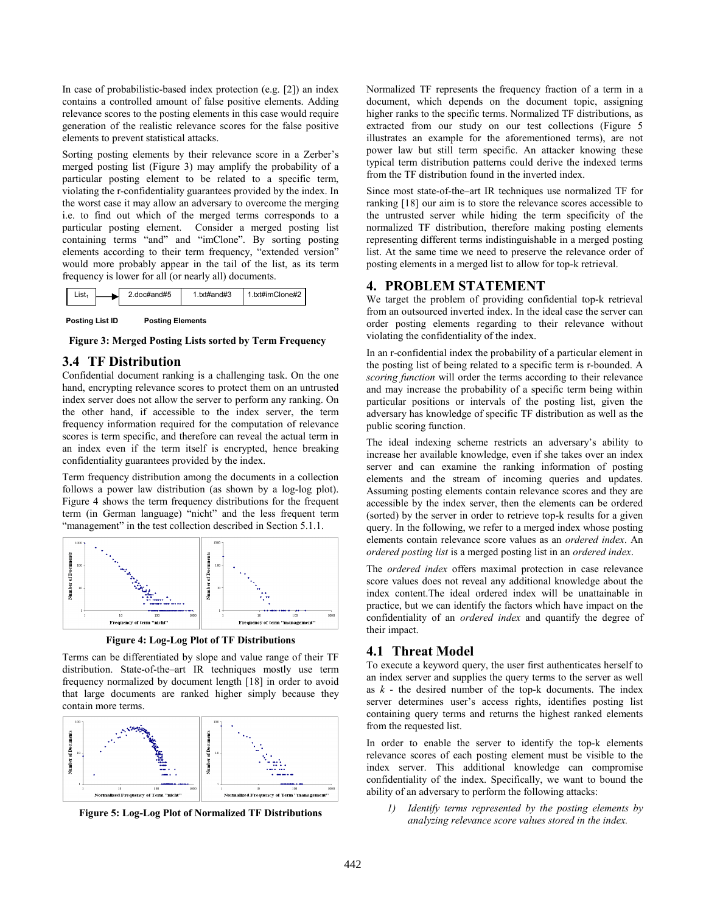In case of probabilistic-based index protection (e.g. [2]) an index contains a controlled amount of false positive elements. Adding relevance scores to the posting elements in this case would require generation of the realistic relevance scores for the false positive elements to prevent statistical attacks.

Sorting posting elements by their relevance score in a Zerber's merged posting list (Figure 3) may amplify the probability of a particular posting element to be related to a specific term, violating the r-confidentiality guarantees provided by the index. In the worst case it may allow an adversary to overcome the merging i.e. to find out which of the merged terms corresponds to a particular posting element. Consider a merged posting list containing terms "and" and "imClone". By sorting posting elements according to their term frequency, "extended version" would more probably appear in the tail of the list, as its term frequency is lower for all (or nearly all) documents.

| List$_1$ | → | 2.doc#and#5 | 1.txt#and#3 | 1.txt#imClone#2 |
|---|---|---|---|---|
| **Posting List ID** | | **Posting Elements** | | |

**Figure 3: Merged Posting Lists sorted by Term Frequency**

## 3.4 TF Distribution

Confidential document ranking is a challenging task. On the one hand, encrypting relevance scores to protect them on an untrusted index server does not allow the server to perform any ranking. On the other hand, if accessible to the index server, the term frequency information required for the computation of relevance scores is term specific, and therefore can reveal the actual term in an index even if the term itself is encrypted, hence breaking confidentiality guarantees provided by the index.

Term frequency distribution among the documents in a collection follows a power law distribution (as shown by a log-log plot). Figure 4 shows the term frequency distributions for the frequent term (in German language) "nicht" and the less frequent term "management" in the test collection described in Section 5.1.1.

**Figure 4: Log-Log Plot of TF Distributions**

Terms can be differentiated by slope and value range of their TF distribution. State-of-the–art IR techniques mostly use term frequency normalized by document length [18] in order to avoid that large documents are ranked higher simply because they contain more terms.

**Figure 5: Log-Log Plot of Normalized TF Distributions**

Normalized TF represents the frequency fraction of a term in a document, which depends on the document topic, assigning higher ranks to the specific terms. Normalized TF distributions, as extracted from our study on our test collections (Figure 5 illustrates an example for the aforementioned terms), are not power law but still term specific. An attacker knowing these typical term distribution patterns could derive the indexed terms from the TF distribution found in the inverted index.

Since most state-of-the–art IR techniques use normalized TF for ranking [18] our aim is to store the relevance scores accessible to the untrusted server while hiding the term specificity of the normalized TF distribution, therefore making posting elements representing different terms indistinguishable in a merged posting list. At the same time we need to preserve the relevance order of posting elements in a merged list to allow for top-k retrieval.

# 4. PROBLEM STATEMENT

We target the problem of providing confidential top-k retrieval from an outsourced inverted index. In the ideal case the server can order posting elements regarding to their relevance without violating the confidentiality of the index.

In an r-confidential index the probability of a particular element in the posting list of being related to a specific term is r-bounded. A *scoring function* will order the terms according to their relevance and may increase the probability of a specific term being within particular positions or intervals of the posting list, given the adversary has knowledge of specific TF distribution as well as the public scoring function.

The ideal indexing scheme restricts an adversary's ability to increase her available knowledge, even if she takes over an index server and can examine the ranking information of posting elements and the stream of incoming queries and updates. Assuming posting elements contain relevance scores and they are accessible by the index server, then the elements can be ordered (sorted) by the server in order to retrieve top-k results for a given query. In the following, we refer to a merged index whose posting elements contain relevance score values as an *ordered index*. An *ordered posting list* is a merged posting list in an *ordered index*.

The *ordered index* offers maximal protection in case relevance score values does not reveal any additional knowledge about the index content.The ideal ordered index will be unattainable in practice, but we can identify the factors which have impact on the confidentiality of an *ordered index* and quantify the degree of their impact.

## 4.1 Threat Model

To execute a keyword query, the user first authenticates herself to an index server and supplies the query terms to the server as well as $k$ - the desired number of the top-k documents. The index server determines user's access rights, identifies posting list containing query terms and returns the highest ranked elements from the requested list.

In order to enable the server to identify the top-k elements relevance scores of each posting element must be visible to the index server. This additional knowledge can compromise confidentiality of the index. Specifically, we want to bound the ability of an adversary to perform the following attacks:

1) *Identify terms represented by the posting elements by analyzing relevance score values stored in the index.*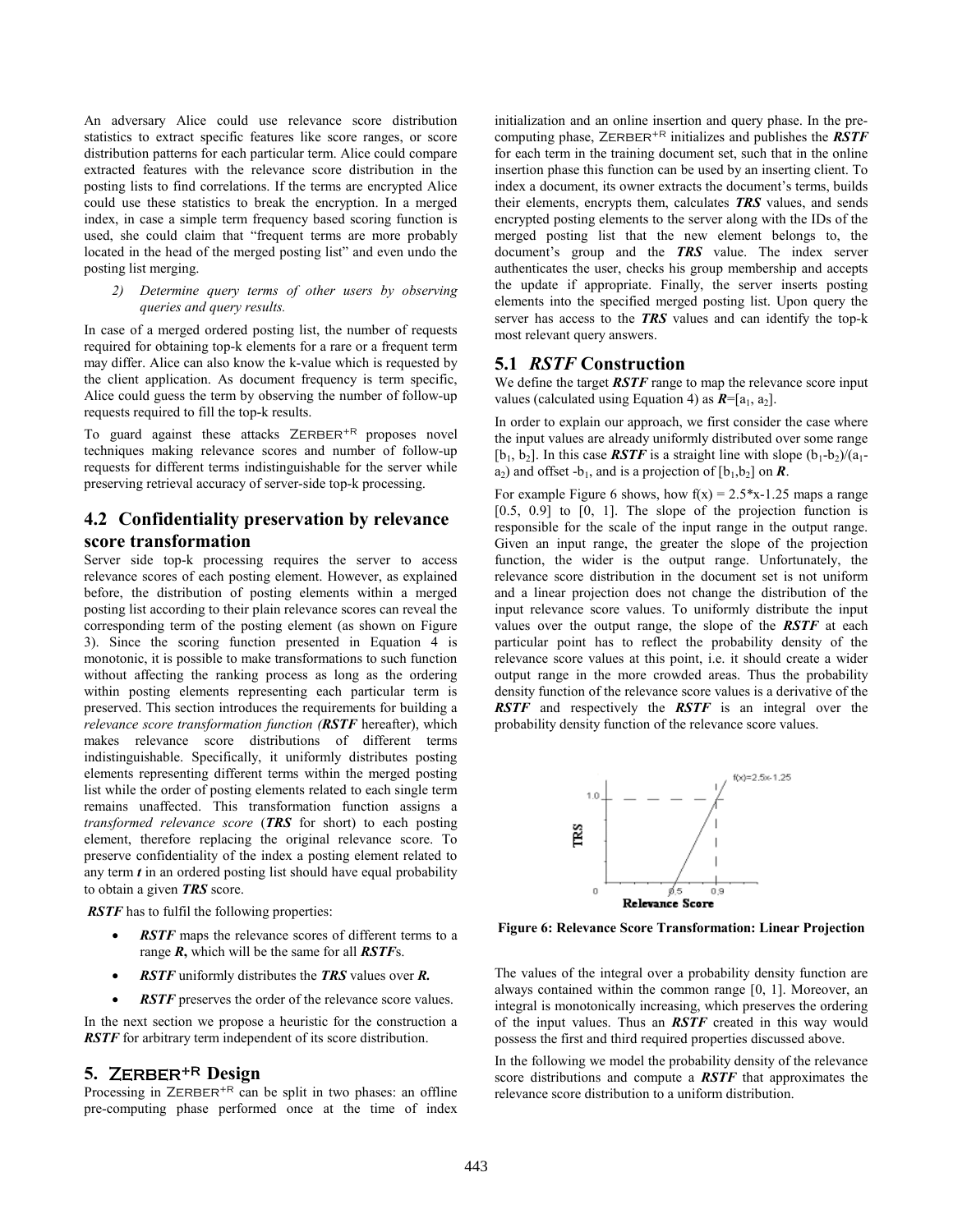An adversary Alice could use relevance score distribution statistics to extract specific features like score ranges, or score distribution patterns for each particular term. Alice could compare extracted features with the relevance score distribution in the posting lists to find correlations. If the terms are encrypted Alice could use these statistics to break the encryption. In a merged index, in case a simple term frequency based scoring function is used, she could claim that "frequent terms are more probably located in the head of the merged posting list" and even undo the posting list merging.

*2) Determine query terms of other users by observing queries and query results.*

In case of a merged ordered posting list, the number of requests required for obtaining top-k elements for a rare or a frequent term may differ. Alice can also know the k-value which is requested by the client application. As document frequency is term specific, Alice could guess the term by observing the number of follow-up requests required to fill the top-k results.

To guard against these attacks ZERBER$^{+R}$ proposes novel techniques making relevance scores and number of follow-up requests for different terms indistinguishable for the server while preserving retrieval accuracy of server-side top-k processing.

## 4.2 Confidentiality preservation by relevance score transformation

Server side top-k processing requires the server to access relevance scores of each posting element. However, as explained before, the distribution of posting elements within a merged posting list according to their plain relevance scores can reveal the corresponding term of the posting element (as shown on Figure 3). Since the scoring function presented in Equation 4 is monotonic, it is possible to make transformations to such function without affecting the ranking process as long as the ordering within posting elements representing each particular term is preserved. This section introduces the requirements for building a *relevance score transformation function (**RSTF*** hereafter), which makes relevance score distributions of different terms indistinguishable. Specifically, it uniformly distributes posting elements representing different terms within the merged posting list while the order of posting elements related to each single term remains unaffected. This transformation function assigns a *transformed relevance score* (***TRS*** for short) to each posting element, therefore replacing the original relevance score. To preserve confidentiality of the index a posting element related to any term ***t*** in an ordered posting list should have equal probability to obtain a given ***TRS*** score.

***RSTF*** has to fulfil the following properties:

- ***RSTF*** maps the relevance scores of different terms to a range ***R*,** which will be the same for all ***RSTF***s.
- ***RSTF*** uniformly distributes the ***TRS*** values over ***R*.**
- ***RSTF*** preserves the order of the relevance score values.

In the next section we propose a heuristic for the construction a ***RSTF*** for arbitrary term independent of its score distribution.

# 5. ZERBER$^{+R}$ Design

Processing in ZERBER$^{+R}$ can be split in two phases: an offline pre-computing phase performed once at the time of index initialization and an online insertion and query phase. In the pre-computing phase, ZERBER$^{+R}$ initializes and publishes the ***RSTF*** for each term in the training document set, such that in the online insertion phase this function can be used by an inserting client. To index a document, its owner extracts the document's terms, builds their elements, encrypts them, calculates ***TRS*** values, and sends encrypted posting elements to the server along with the IDs of the merged posting list that the new element belongs to, the document's group and the ***TRS*** value. The index server authenticates the user, checks his group membership and accepts the update if appropriate. Finally, the server inserts posting elements into the specified merged posting list. Upon query the server has access to the ***TRS*** values and can identify the top-k most relevant query answers.

## 5.1 *RSTF* Construction

We define the target ***RSTF*** range to map the relevance score input values (calculated using Equation 4) as $\boldsymbol{R}=[a_1, a_2]$.

In order to explain our approach, we first consider the case where the input values are already uniformly distributed over some range $[b_1, b_2]$. In this case ***RSTF*** is a straight line with slope $(b_1-b_2)/(a_1-a_2)$ and offset $-b_1$, and is a projection of $[b_1,b_2]$ on ***R***.

For example Figure 6 shows, how $f(x) = 2.5*x-1.25$ maps a range [0.5, 0.9] to [0, 1]. The slope of the projection function is responsible for the scale of the input range in the output range. Given an input range, the greater the slope of the projection function, the wider is the output range. Unfortunately, the relevance score distribution in the document set is not uniform and a linear projection does not change the distribution of the input relevance score values. To uniformly distribute the input values over the output range, the slope of the ***RSTF*** at each particular point has to reflect the probability density of the relevance score values at this point, i.e. it should create a wider output range in the more crowded areas. Thus the probability density function of the relevance score values is a derivative of the ***RSTF*** and respectively the ***RSTF*** is an integral over the probability density function of the relevance score values.

**Figure 6: Relevance Score Transformation: Linear Projection**

The values of the integral over a probability density function are always contained within the common range [0, 1]. Moreover, an integral is monotonically increasing, which preserves the ordering of the input values. Thus an ***RSTF*** created in this way would possess the first and third required properties discussed above.

In the following we model the probability density of the relevance score distributions and compute a ***RSTF*** that approximates the relevance score distribution to a uniform distribution.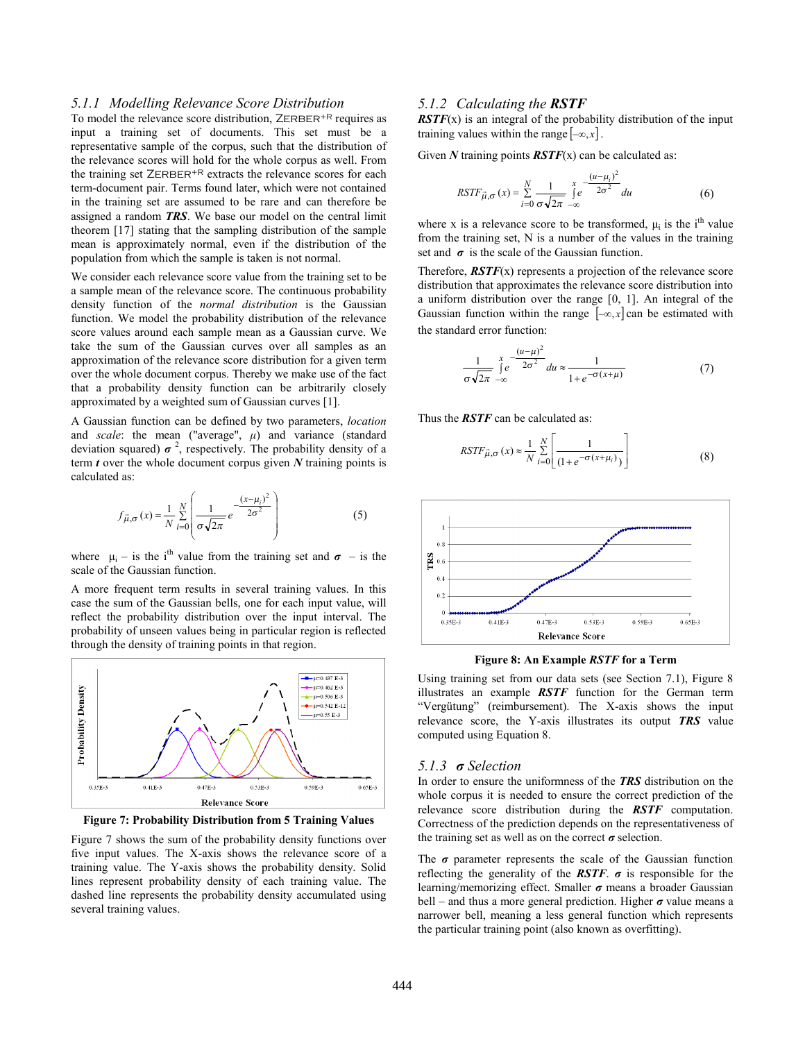### 5.1.1 Modelling Relevance Score Distribution

To model the relevance score distribution, ZERBER+R requires as input a training set of documents. This set must be a representative sample of the corpus, such that the distribution of the relevance scores will hold for the whole corpus as well. From the training set ZERBER+R extracts the relevance scores for each term-document pair. Terms found later, which were not contained in the training set are assumed to be rare and can therefore be assigned a random ***TRS***. We base our model on the central limit theorem [17] stating that the sampling distribution of the sample mean is approximately normal, even if the distribution of the population from which the sample is taken is not normal.

We consider each relevance score value from the training set to be a sample mean of the relevance score. The continuous probability density function of the *normal distribution* is the Gaussian function. We model the probability distribution of the relevance score values around each sample mean as a Gaussian curve. We take the sum of the Gaussian curves over all samples as an approximation of the relevance score distribution for a given term over the whole document corpus. Thereby we make use of the fact that a probability density function can be arbitrarily closely approximated by a weighted sum of Gaussian curves [1].

A Gaussian function can be defined by two parameters, *location* and *scale*: the mean ("average", $\mu$) and variance (standard deviation squared) $\boldsymbol{\sigma}^2$, respectively. The probability density of a term ***t*** over the whole document corpus given ***N*** training points is calculated as:

$$f_{\vec{\mu},\sigma}(x) = \frac{1}{N}\sum_{i=0}^{N}\left(\frac{1}{\sigma\sqrt{2\pi}}e^{-\frac{(x-\mu_i)^2}{2\sigma^2}}\right) \qquad (5)$$

where $\mu_i$ – is the i[th] value from the training set and $\boldsymbol{\sigma}$ – is the scale of the Gaussian function.

A more frequent term results in several training values. In this case the sum of the Gaussian bells, one for each input value, will reflect the probability distribution over the input interval. The probability of unseen values being in particular region is reflected through the density of training points in that region.

**Figure 7: Probability Distribution from 5 Training Values**

Figure 7 shows the sum of the probability density functions over five input values. The X-axis shows the relevance score of a training value. The Y-axis shows the probability density. Solid lines represent probability density of each training value. The dashed line represents the probability density accumulated using several training values.

### 5.1.2 Calculating the *RSTF*

***RSTF***(x) is an integral of the probability distribution of the input training values within the range $[-\infty, x]$.

Given ***N*** training points ***RSTF***(x) can be calculated as:

$$RSTF_{\vec{\mu},\sigma}(x) = \sum_{i=0}^{N}\frac{1}{\sigma\sqrt{2\pi}}\int_{-\infty}^{x} e^{-\frac{(u-\mu_i)^2}{2\sigma^2}}du \qquad (6)$$

where x is a relevance score to be transformed, $\mu_i$ is the i[th] value from the training set, N is a number of the values in the training set and $\boldsymbol{\sigma}$ is the scale of the Gaussian function.

Therefore, ***RSTF***(x) represents a projection of the relevance score distribution that approximates the relevance score distribution into a uniform distribution over the range [0, 1]. An integral of the Gaussian function within the range $[-\infty, x]$ can be estimated with the standard error function:

$$\frac{1}{\sigma\sqrt{2\pi}}\int_{-\infty}^{x} e^{-\frac{(u-\mu)^2}{2\sigma^2}}du \approx \frac{1}{1+e^{-\sigma(x+\mu)}} \qquad (7)$$

Thus the ***RSTF*** can be calculated as:

$$RSTF_{\vec{\mu},\sigma}(x) \approx \frac{1}{N}\sum_{i=0}^{N}\left[\frac{1}{(1+e^{-\sigma(x+\mu_i)})}\right] \qquad (8)$$

**Figure 8: An Example *RSTF* for a Term**

Using training set from our data sets (see Section 7.1), Figure 8 illustrates an example ***RSTF*** function for the German term "Vergütung" (reimbursement). The X-axis shows the input relevance score, the Y-axis illustrates its output ***TRS*** value computed using Equation 8.

### 5.1.3 $\boldsymbol{\sigma}$ Selection

In order to ensure the uniformness of the ***TRS*** distribution on the whole corpus it is needed to ensure the correct prediction of the relevance score distribution during the ***RSTF*** computation. Correctness of the prediction depends on the representativeness of the training set as well as on the correct $\boldsymbol{\sigma}$ selection.

The $\boldsymbol{\sigma}$ parameter represents the scale of the Gaussian function reflecting the generality of the ***RSTF***. $\boldsymbol{\sigma}$ is responsible for the learning/memorizing effect. Smaller $\boldsymbol{\sigma}$ means a broader Gaussian bell – and thus a more general prediction. Higher $\boldsymbol{\sigma}$ value means a narrower bell, meaning a less general function which represents the particular training point (also known as overfitting).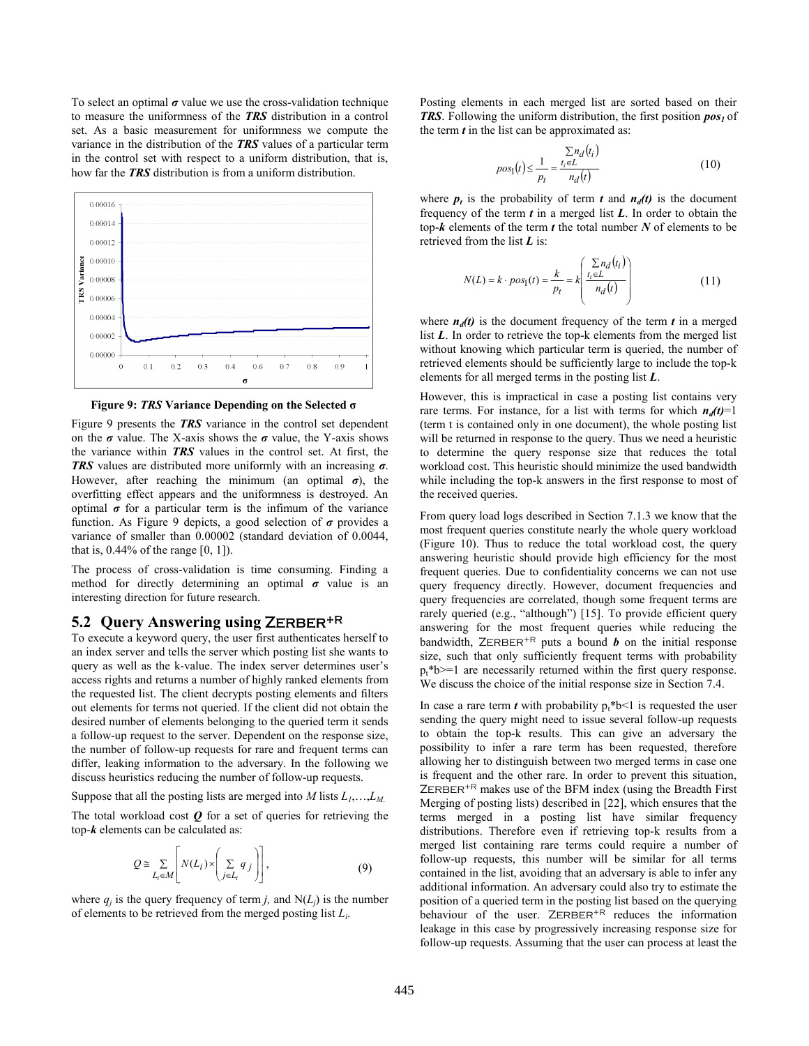To select an optimal $\sigma$ value we use the cross-validation technique to measure the uniformness of the ***TRS*** distribution in a control set. As a basic measurement for uniformness we compute the variance in the distribution of the ***TRS*** values of a particular term in the control set with respect to a uniform distribution, that is, how far the ***TRS*** distribution is from a uniform distribution.

**Figure 9: *TRS* Variance Depending on the Selected σ**

Figure 9 presents the ***TRS*** variance in the control set dependent on the $\sigma$ value. The X-axis shows the $\sigma$ value, the Y-axis shows the variance within ***TRS*** values in the control set. At first, the ***TRS*** values are distributed more uniformly with an increasing $\sigma$. However, after reaching the minimum (an optimal $\sigma$), the overfitting effect appears and the uniformness is destroyed. An optimal $\sigma$ for a particular term is the infimum of the variance function. As Figure 9 depicts, a good selection of $\sigma$ provides a variance of smaller than 0.00002 (standard deviation of 0.0044, that is, 0.44% of the range [0, 1]).

The process of cross-validation is time consuming. Finding a method for directly determining an optimal $\sigma$ value is an interesting direction for future research.

## 5.2 Query Answering using ZERBER+R

To execute a keyword query, the user first authenticates herself to an index server and tells the server which posting list she wants to query as well as the k-value. The index server determines user's access rights and returns a number of highly ranked elements from the requested list. The client decrypts posting elements and filters out elements for terms not queried. If the client did not obtain the desired number of elements belonging to the queried term it sends a follow-up request to the server. Dependent on the response size, the number of follow-up requests for rare and frequent terms can differ, leaking information to the adversary. In the following we discuss heuristics reducing the number of follow-up requests.

Suppose that all the posting lists are merged into $M$ lists $L_1,\ldots,L_M$.

The total workload cost $\boldsymbol{Q}$ for a set of queries for retrieving the top-$\boldsymbol{k}$ elements can be calculated as:

$$Q \cong \sum_{L_i \in M}\left[N(L_i)\times\left(\sum_{j\in L_i} q_j\right)\right], \tag{9}$$

where $q_j$ is the query frequency of term $j$, and $N(L_j)$ is the number of elements to be retrieved from the merged posting list $L_i$.

Posting elements in each merged list are sorted based on their ***TRS***. Following the uniform distribution, the first position $\boldsymbol{pos_1}$ of the term $\boldsymbol{t}$ in the list can be approximated as:

$$pos_1(t) \le \frac{1}{p_t} = \frac{\sum_{t_i \in L} n_d(t_i)}{n_d(t)} \tag{10}$$

where $\boldsymbol{p_t}$ is the probability of term $\boldsymbol{t}$ and $\boldsymbol{n_d(t)}$ is the document frequency of the term $\boldsymbol{t}$ in a merged list $\boldsymbol{L}$. In order to obtain the top-$\boldsymbol{k}$ elements of the term $\boldsymbol{t}$ the total number $\boldsymbol{N}$ of elements to be retrieved from the list $\boldsymbol{L}$ is:

$$N(L) = k \cdot pos_1(t) = \frac{k}{p_t} = k\left(\frac{\sum_{t_i \in L} n_d(t_i)}{n_d(t)}\right) \tag{11}$$

where $\boldsymbol{n_d(t)}$ is the document frequency of the term $\boldsymbol{t}$ in a merged list $\boldsymbol{L}$. In order to retrieve the top-k elements from the merged list without knowing which particular term is queried, the number of retrieved elements should be sufficiently large to include the top-k elements for all merged terms in the posting list $\boldsymbol{L}$.

However, this is impractical in case a posting list contains very rare terms. For instance, for a list with terms for which $\boldsymbol{n_d(t)}$=1 (term t is contained only in one document), the whole posting list will be returned in response to the query. Thus we need a heuristic to determine the query response size that reduces the total workload cost. This heuristic should minimize the used bandwidth while including the top-k answers in the first response to most of the received queries.

From query load logs described in Section 7.1.3 we know that the most frequent queries constitute nearly the whole query workload (Figure 10). Thus to reduce the total workload cost, the query answering heuristic should provide high efficiency for the most frequent queries. Due to confidentiality concerns we can not use query frequency directly. However, document frequencies and query frequencies are correlated, though some frequent terms are rarely queried (e.g., "although") [15]. To provide efficient query answering for the most frequent queries while reducing the bandwidth, ZERBER+R puts a bound $\boldsymbol{b}$ on the initial response size, such that only sufficiently frequent terms with probability $p_t$*b>=1 are necessarily returned within the first query response. We discuss the choice of the initial response size in Section 7.4.

In case a rare term $\boldsymbol{t}$ with probability $p_t$*b<1 is requested the user sending the query might need to issue several follow-up requests to obtain the top-k results. This can give an adversary the possibility to infer a rare term has been requested, therefore allowing her to distinguish between two merged terms in case one is frequent and the other rare. In order to prevent this situation, ZERBER+R makes use of the BFM index (using the Breadth First Merging of posting lists) described in [22], which ensures that the terms merged in a posting list have similar frequency distributions. Therefore even if retrieving top-k results from a merged list containing rare terms could require a number of follow-up requests, this number will be similar for all terms contained in the list, avoiding that an adversary is able to infer any additional information. An adversary could also try to estimate the position of a queried term in the posting list based on the querying behaviour of the user. ZERBER+R reduces the information leakage in this case by progressively increasing response size for follow-up requests. Assuming that the user can process at least the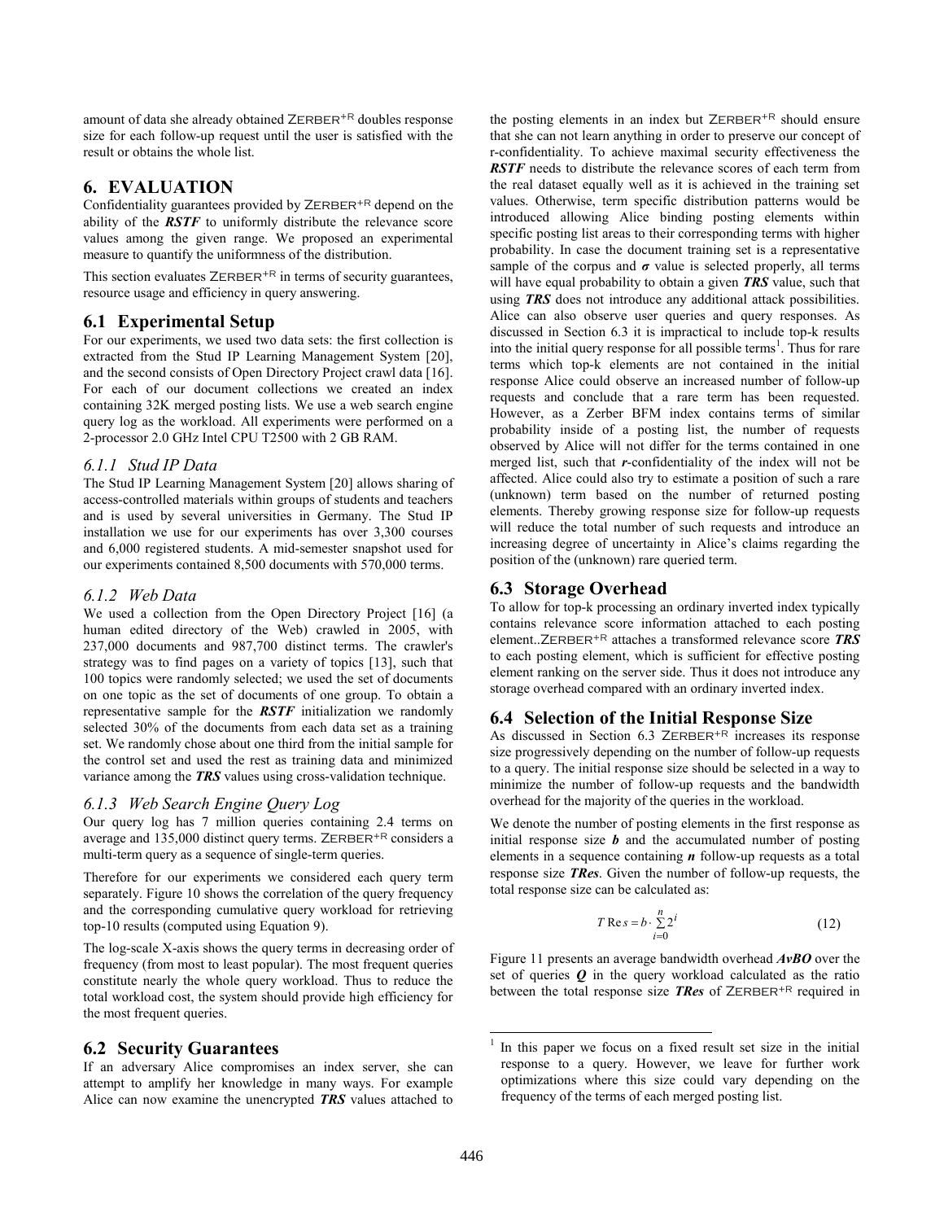amount of data she already obtained ZERBER$^{+R}$ doubles response size for each follow-up request until the user is satisfied with the result or obtains the whole list.

## 6. EVALUATION

Confidentiality guarantees provided by ZERBER$^{+R}$ depend on the ability of the ***RSTF*** to uniformly distribute the relevance score values among the given range. We proposed an experimental measure to quantify the uniformness of the distribution.

This section evaluates ZERBER$^{+R}$ in terms of security guarantees, resource usage and efficiency in query answering.

### 6.1 Experimental Setup

For our experiments, we used two data sets: the first collection is extracted from the Stud IP Learning Management System [20], and the second consists of Open Directory Project crawl data [16]. For each of our document collections we created an index containing 32K merged posting lists. We use a web search engine query log as the workload. All experiments were performed on a 2-processor 2.0 GHz Intel CPU T2500 with 2 GB RAM.

#### *6.1.1 Stud IP Data*

The Stud IP Learning Management System [20] allows sharing of access-controlled materials within groups of students and teachers and is used by several universities in Germany. The Stud IP installation we use for our experiments has over 3,300 courses and 6,000 registered students. A mid-semester snapshot used for our experiments contained 8,500 documents with 570,000 terms.

#### *6.1.2 Web Data*

We used a collection from the Open Directory Project [16] (a human edited directory of the Web) crawled in 2005, with 237,000 documents and 987,700 distinct terms. The crawler's strategy was to find pages on a variety of topics [13], such that 100 topics were randomly selected; we used the set of documents on one topic as the set of documents of one group. To obtain a representative sample for the ***RSTF*** initialization we randomly selected 30% of the documents from each data set as a training set. We randomly chose about one third from the initial sample for the control set and used the rest as training data and minimized variance among the ***TRS*** values using cross-validation technique.

#### *6.1.3 Web Search Engine Query Log*

Our query log has 7 million queries containing 2.4 terms on average and 135,000 distinct query terms. ZERBER$^{+R}$ considers a multi-term query as a sequence of single-term queries.

Therefore for our experiments we considered each query term separately. Figure 10 shows the correlation of the query frequency and the corresponding cumulative query workload for retrieving top-10 results (computed using Equation 9).

The log-scale X-axis shows the query terms in decreasing order of frequency (from most to least popular). The most frequent queries constitute nearly the whole query workload. Thus to reduce the total workload cost, the system should provide high efficiency for the most frequent queries.

### 6.2 Security Guarantees

If an adversary Alice compromises an index server, she can attempt to amplify her knowledge in many ways. For example Alice can now examine the unencrypted ***TRS*** values attached to the posting elements in an index but ZERBER$^{+R}$ should ensure that she can not learn anything in order to preserve our concept of r-confidentiality. To achieve maximal security effectiveness the ***RSTF*** needs to distribute the relevance scores of each term from the real dataset equally well as it is achieved in the training set values. Otherwise, term specific distribution patterns would be introduced allowing Alice binding posting elements within specific posting list areas to their corresponding terms with higher probability. In case the document training set is a representative sample of the corpus and $\boldsymbol{\sigma}$ value is selected properly, all terms will have equal probability to obtain a given ***TRS*** value, such that using ***TRS*** does not introduce any additional attack possibilities. Alice can also observe user queries and query responses. As discussed in Section 6.3 it is impractical to include top-k results into the initial query response for all possible terms[1]. Thus for rare terms which top-k elements are not contained in the initial response Alice could observe an increased number of follow-up requests and conclude that a rare term has been requested. However, as a Zerber BFM index contains terms of similar probability inside of a posting list, the number of requests observed by Alice will not differ for the terms contained in one merged list, such that ***r***-confidentiality of the index will not be affected. Alice could also try to estimate a position of such a rare (unknown) term based on the number of returned posting elements. Thereby growing response size for follow-up requests will reduce the total number of such requests and introduce an increasing degree of uncertainty in Alice's claims regarding the position of the (unknown) rare queried term.

### 6.3 Storage Overhead

To allow for top-k processing an ordinary inverted index typically contains relevance score information attached to each posting element..ZERBER$^{+R}$ attaches a transformed relevance score ***TRS*** to each posting element, which is sufficient for effective posting element ranking on the server side. Thus it does not introduce any storage overhead compared with an ordinary inverted index.

### 6.4 Selection of the Initial Response Size

As discussed in Section 6.3 ZERBER$^{+R}$ increases its response size progressively depending on the number of follow-up requests to a query. The initial response size should be selected in a way to minimize the number of follow-up requests and the bandwidth overhead for the majority of the queries in the workload.

We denote the number of posting elements in the first response as initial response size ***b*** and the accumulated number of posting elements in a sequence containing ***n*** follow-up requests as a total response size ***TRes***. Given the number of follow-up requests, the total response size can be calculated as:

$$TRes = b \cdot \sum_{i=0}^{n} 2^{i} \tag{12}$$

Figure 11 presents an average bandwidth overhead ***AvBO*** over the set of queries ***Q*** in the query workload calculated as the ratio between the total response size ***TRes*** of ZERBER$^{+R}$ required in

[1] In this paper we focus on a fixed result set size in the initial response to a query. However, we leave for further work optimizations where this size could vary depending on the frequency of the terms of each merged posting list.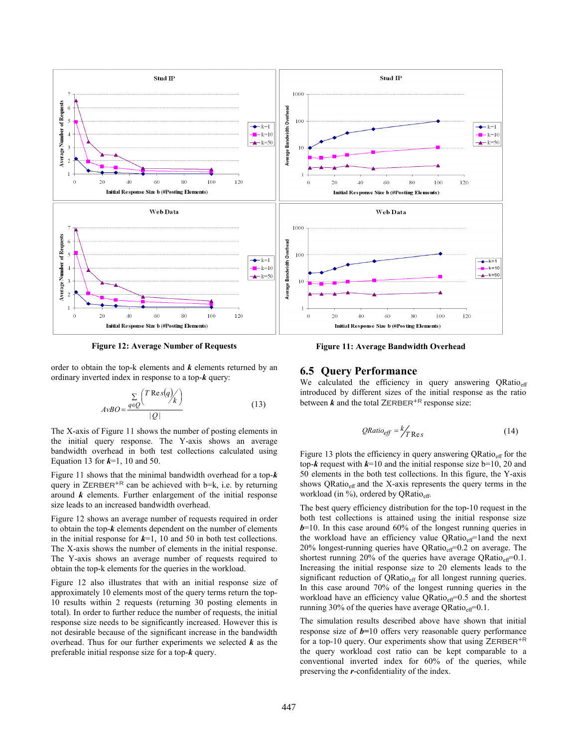Figure 12: Average Number of Requests

Figure 11: Average Bandwidth Overhead

order to obtain the top-k elements and $\boldsymbol{k}$ elements returned by an ordinary inverted index in response to a top-$\boldsymbol{k}$ query:

$$AvBO = \frac{\sum_{q \in Q} \left( \frac{TRes(q)}{k} \right)}{|Q|} \qquad (13)$$

The X-axis of Figure 11 shows the number of posting elements in the initial query response. The Y-axis shows an average bandwidth overhead in both test collections calculated using Equation 13 for $\boldsymbol{k}$=1, 10 and 50.

Figure 11 shows that the minimal bandwidth overhead for a top-$\boldsymbol{k}$ query in ZERBER$^{+R}$ can be achieved with b=k, i.e. by returning around $\boldsymbol{k}$ elements. Further enlargement of the initial response size leads to an increased bandwidth overhead.

Figure 12 shows an average number of requests required in order to obtain the top-$\boldsymbol{k}$ elements dependent on the number of elements in the initial response for $\boldsymbol{k}$=1, 10 and 50 in both test collections. The X-axis shows the number of elements in the initial response. The Y-axis shows an average number of requests required to obtain the top-k elements for the queries in the workload.

Figure 12 also illustrates that with an initial response size of approximately 10 elements most of the query terms return the top-10 results within 2 requests (returning 30 posting elements in total). In order to further reduce the number of requests, the initial response size needs to be significantly increased. However this is not desirable because of the significant increase in the bandwidth overhead. Thus for our further experiments we selected $\boldsymbol{k}$ as the preferable initial response size for a top-$\boldsymbol{k}$ query.

## 6.5 Query Performance

We calculated the efficiency in query answering $QRatio_{eff}$ introduced by different sizes of the initial response as the ratio between $\boldsymbol{k}$ and the total ZERBER$^{+R}$ response size:

$$QRatio_{eff} = k / TRes \qquad (14)$$

Figure 13 plots the efficiency in query answering $QRatio_{eff}$ for the top-$\boldsymbol{k}$ request with $\boldsymbol{k}$=10 and the initial response size b=10, 20 and 50 elements in the both test collections. In this figure, the Y-axis shows $QRatio_{eff}$ and the X-axis represents the query terms in the workload (in %), ordered by $QRatio_{eff}$.

The best query efficiency distribution for the top-10 request in the both test collections is attained using the initial response size $\boldsymbol{b}$=10. In this case around 60% of the longest running queries in the workload have an efficiency value $QRatio_{eff}$=1and the next 20% longest-running queries have $QRatio_{eff}$=0.2 on average. The shortest running 20% of the queries have average $QRatio_{eff}$=0.1. Increasing the initial response size to 20 elements leads to the significant reduction of $QRatio_{eff}$ for all longest running queries. In this case around 70% of the longest running queries in the workload have an efficiency value $QRatio_{eff}$=0.5 and the shortest running 30% of the queries have average $QRatio_{eff}$=0.1.

The simulation results described above have shown that initial response size of $\boldsymbol{b}$=10 offers very reasonable query performance for a top-10 query. Our experiments show that using ZERBER$^{+R}$ the query workload cost ratio can be kept comparable to a conventional inverted index for 60% of the queries, while preserving the $\boldsymbol{r}$-confidentiality of the index.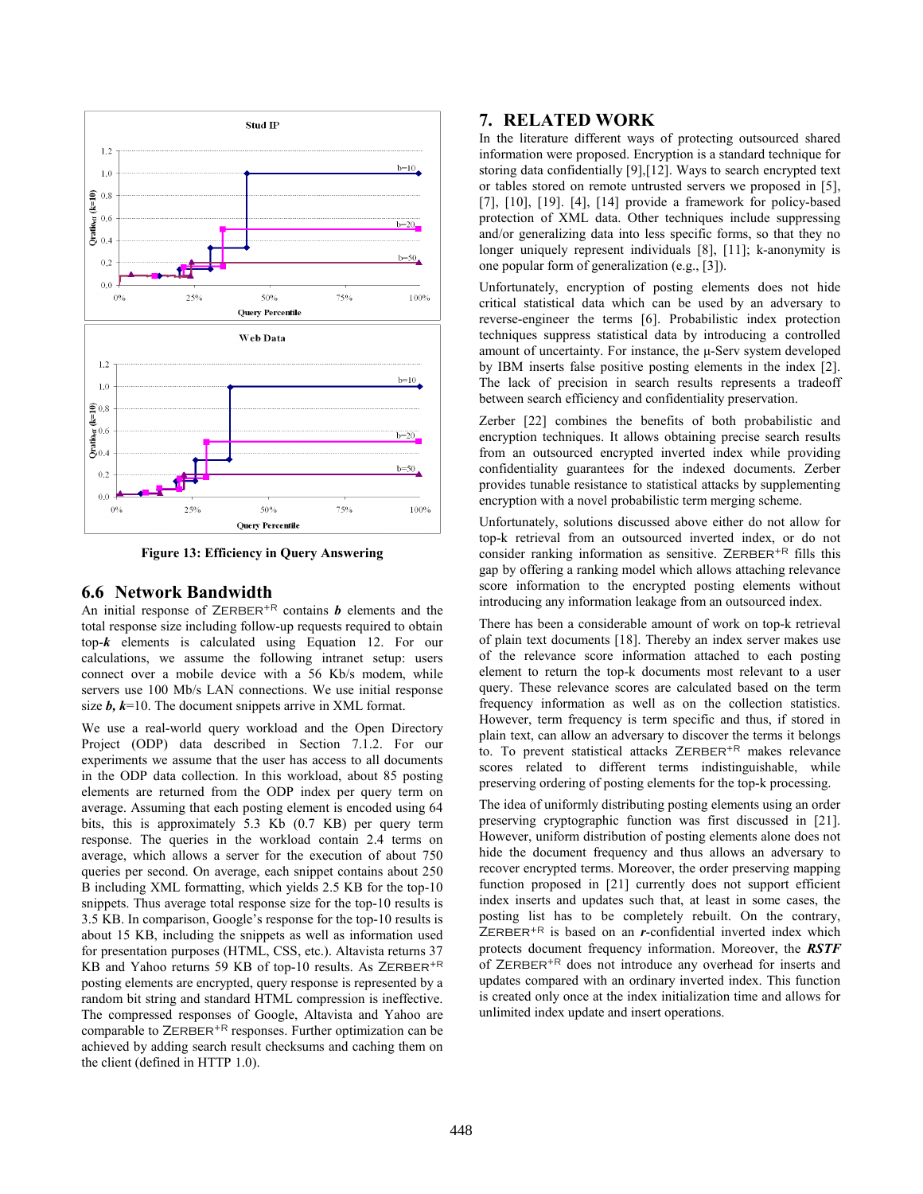Figure 13: Efficiency in Query Answering

## 6.6 Network Bandwidth

An initial response of ZERBER$^{+R}$ contains ***b*** elements and the total response size including follow-up requests required to obtain top-***k*** elements is calculated using Equation 12. For our calculations, we assume the following intranet setup: users connect over a mobile device with a 56 Kb/s modem, while servers use 100 Mb/s LAN connections. We use initial response size ***b, k***=10. The document snippets arrive in XML format.

We use a real-world query workload and the Open Directory Project (ODP) data described in Section 7.1.2. For our experiments we assume that the user has access to all documents in the ODP data collection. In this workload, about 85 posting elements are returned from the ODP index per query term on average. Assuming that each posting element is encoded using 64 bits, this is approximately 5.3 Kb (0.7 KB) per query term response. The queries in the workload contain 2.4 terms on average, which allows a server for the execution of about 750 queries per second. On average, each snippet contains about 250 B including XML formatting, which yields 2.5 KB for the top-10 snippets. Thus average total response size for the top-10 results is 3.5 KB. In comparison, Google's response for the top-10 results is about 15 KB, including the snippets as well as information used for presentation purposes (HTML, CSS, etc.). Altavista returns 37 KB and Yahoo returns 59 KB of top-10 results. As ZERBER$^{+R}$ posting elements are encrypted, query response is represented by a random bit string and standard HTML compression is ineffective. The compressed responses of Google, Altavista and Yahoo are comparable to ZERBER$^{+R}$ responses. Further optimization can be achieved by adding search result checksums and caching them on the client (defined in HTTP 1.0).

# 7. RELATED WORK

In the literature different ways of protecting outsourced shared information were proposed. Encryption is a standard technique for storing data confidentially [9],[12]. Ways to search encrypted text or tables stored on remote untrusted servers we proposed in [5], [7], [10], [19]. [4], [14] provide a framework for policy-based protection of XML data. Other techniques include suppressing and/or generalizing data into less specific forms, so that they no longer uniquely represent individuals [8], [11]; k-anonymity is one popular form of generalization (e.g., [3]).

Unfortunately, encryption of posting elements does not hide critical statistical data which can be used by an adversary to reverse-engineer the terms [6]. Probabilistic index protection techniques suppress statistical data by introducing a controlled amount of uncertainty. For instance, the µ-Serv system developed by IBM inserts false positive posting elements in the index [2]. The lack of precision in search results represents a tradeoff between search efficiency and confidentiality preservation.

Zerber [22] combines the benefits of both probabilistic and encryption techniques. It allows obtaining precise search results from an outsourced encrypted inverted index while providing confidentiality guarantees for the indexed documents. Zerber provides tunable resistance to statistical attacks by supplementing encryption with a novel probabilistic term merging scheme.

Unfortunately, solutions discussed above either do not allow for top-k retrieval from an outsourced inverted index, or do not consider ranking information as sensitive. ZERBER$^{+R}$ fills this gap by offering a ranking model which allows attaching relevance score information to the encrypted posting elements without introducing any information leakage from an outsourced index.

There has been a considerable amount of work on top-k retrieval of plain text documents [18]. Thereby an index server makes use of the relevance score information attached to each posting element to return the top-k documents most relevant to a user query. These relevance scores are calculated based on the term frequency information as well as on the collection statistics. However, term frequency is term specific and thus, if stored in plain text, can allow an adversary to discover the terms it belongs to. To prevent statistical attacks ZERBER$^{+R}$ makes relevance scores related to different terms indistinguishable, while preserving ordering of posting elements for the top-k processing.

The idea of uniformly distributing posting elements using an order preserving cryptographic function was first discussed in [21]. However, uniform distribution of posting elements alone does not hide the document frequency and thus allows an adversary to recover encrypted terms. Moreover, the order preserving mapping function proposed in [21] currently does not support efficient index inserts and updates such that, at least in some cases, the posting list has to be completely rebuilt. On the contrary, ZERBER$^{+R}$ is based on an ***r***-confidential inverted index which protects document frequency information. Moreover, the ***RSTF*** of ZERBER$^{+R}$ does not introduce any overhead for inserts and updates compared with an ordinary inverted index. This function is created only once at the index initialization time and allows for unlimited index update and insert operations.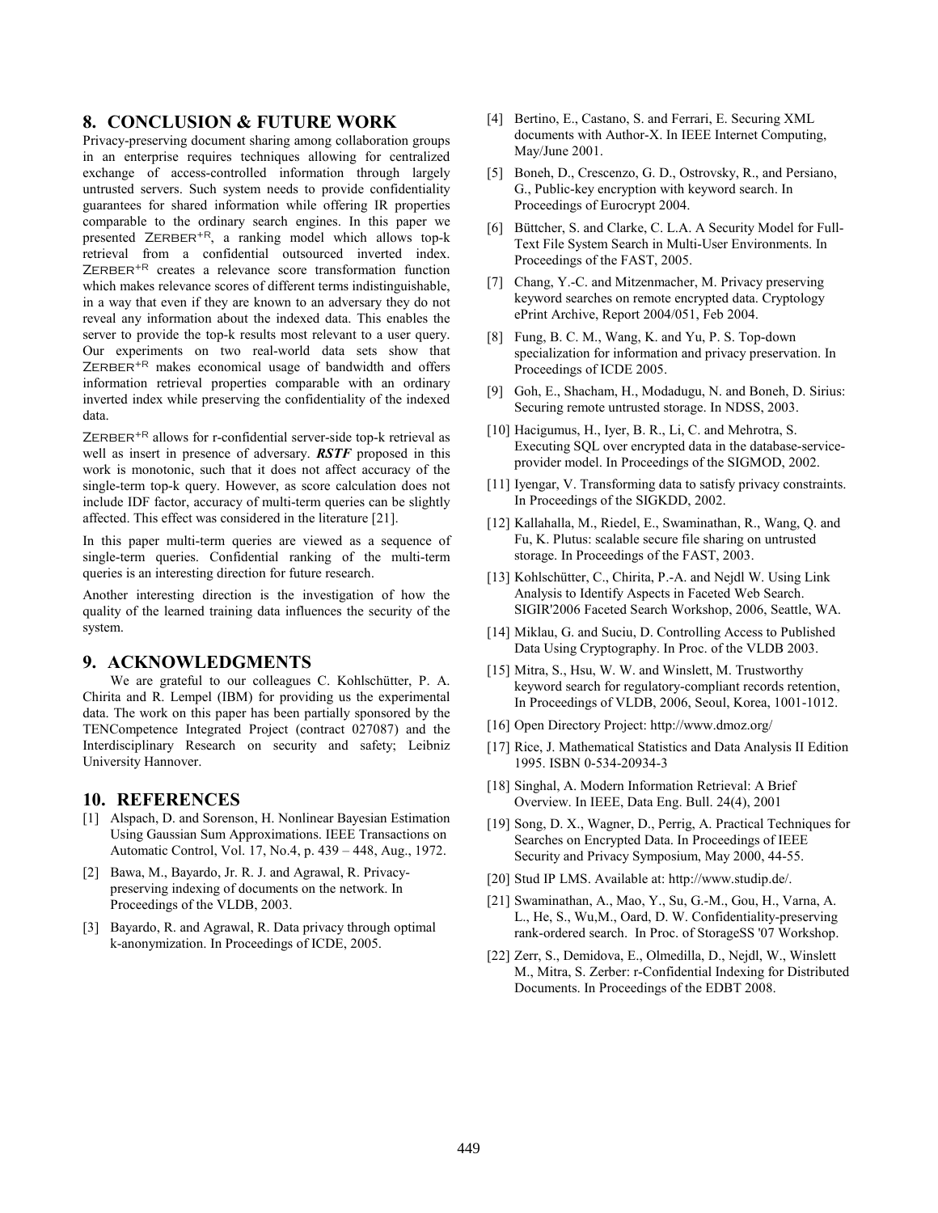## 8. CONCLUSION & FUTURE WORK

Privacy-preserving document sharing among collaboration groups in an enterprise requires techniques allowing for centralized exchange of access-controlled information through largely untrusted servers. Such system needs to provide confidentiality guarantees for shared information while offering IR properties comparable to the ordinary search engines. In this paper we presented ZERBER$^{+R}$, a ranking model which allows top-k retrieval from a confidential outsourced inverted index. ZERBER$^{+R}$ creates a relevance score transformation function which makes relevance scores of different terms indistinguishable, in a way that even if they are known to an adversary they do not reveal any information about the indexed data. This enables the server to provide the top-k results most relevant to a user query. Our experiments on two real-world data sets show that ZERBER$^{+R}$ makes economical usage of bandwidth and offers information retrieval properties comparable with an ordinary inverted index while preserving the confidentiality of the indexed data.

ZERBER$^{+R}$ allows for r-confidential server-side top-k retrieval as well as insert in presence of adversary. ***RSTF*** proposed in this work is monotonic, such that it does not affect accuracy of the single-term top-k query. However, as score calculation does not include IDF factor, accuracy of multi-term queries can be slightly affected. This effect was considered in the literature [21].

In this paper multi-term queries are viewed as a sequence of single-term queries. Confidential ranking of the multi-term queries is an interesting direction for future research.

Another interesting direction is the investigation of how the quality of the learned training data influences the security of the system.

## 9. ACKNOWLEDGMENTS

We are grateful to our colleagues C. Kohlschütter, P. A. Chirita and R. Lempel (IBM) for providing us the experimental data. The work on this paper has been partially sponsored by the TENCompetence Integrated Project (contract 027087) and the Interdisciplinary Research on security and safety; Leibniz University Hannover.

## 10. REFERENCES

[1] Alspach, D. and Sorenson, H. Nonlinear Bayesian Estimation Using Gaussian Sum Approximations. IEEE Transactions on Automatic Control, Vol. 17, No.4, p. 439 – 448, Aug., 1972.

[2] Bawa, M., Bayardo, Jr. R. J. and Agrawal, R. Privacy-preserving indexing of documents on the network. In Proceedings of the VLDB, 2003.

[3] Bayardo, R. and Agrawal, R. Data privacy through optimal k-anonymization. In Proceedings of ICDE, 2005.

[4] Bertino, E., Castano, S. and Ferrari, E. Securing XML documents with Author-X. In IEEE Internet Computing, May/June 2001.

[5] Boneh, D., Crescenzo, G. D., Ostrovsky, R., and Persiano, G., Public-key encryption with keyword search. In Proceedings of Eurocrypt 2004.

[6] Büttcher, S. and Clarke, C. L.A. A Security Model for Full-Text File System Search in Multi-User Environments. In Proceedings of the FAST, 2005.

[7] Chang, Y.-C. and Mitzenmacher, M. Privacy preserving keyword searches on remote encrypted data. Cryptology ePrint Archive, Report 2004/051, Feb 2004.

[8] Fung, B. C. M., Wang, K. and Yu, P. S. Top-down specialization for information and privacy preservation. In Proceedings of ICDE 2005.

[9] Goh, E., Shacham, H., Modadugu, N. and Boneh, D. Sirius: Securing remote untrusted storage. In NDSS, 2003.

[10] Hacigumus, H., Iyer, B. R., Li, C. and Mehrotra, S. Executing SQL over encrypted data in the database-service-provider model. In Proceedings of the SIGMOD, 2002.

[11] Iyengar, V. Transforming data to satisfy privacy constraints. In Proceedings of the SIGKDD, 2002.

[12] Kallahalla, M., Riedel, E., Swaminathan, R., Wang, Q. and Fu, K. Plutus: scalable secure file sharing on untrusted storage. In Proceedings of the FAST, 2003.

[13] Kohlschütter, C., Chirita, P.-A. and Nejdl W. Using Link Analysis to Identify Aspects in Faceted Web Search. SIGIR'2006 Faceted Search Workshop, 2006, Seattle, WA.

[14] Miklau, G. and Suciu, D. Controlling Access to Published Data Using Cryptography. In Proc. of the VLDB 2003.

[15] Mitra, S., Hsu, W. W. and Winslett, M. Trustworthy keyword search for regulatory-compliant records retention, In Proceedings of VLDB, 2006, Seoul, Korea, 1001-1012.

[16] Open Directory Project: http://www.dmoz.org/

[17] Rice, J. Mathematical Statistics and Data Analysis II Edition 1995. ISBN 0-534-20934-3

[18] Singhal, A. Modern Information Retrieval: A Brief Overview. In IEEE, Data Eng. Bull. 24(4), 2001

[19] Song, D. X., Wagner, D., Perrig, A. Practical Techniques for Searches on Encrypted Data. In Proceedings of IEEE Security and Privacy Symposium, May 2000, 44-55.

[20] Stud IP LMS. Available at: http://www.studip.de/.

[21] Swaminathan, A., Mao, Y., Su, G.-M., Gou, H., Varna, A. L., He, S., Wu,M., Oard, D. W. Confidentiality-preserving rank-ordered search. In Proc. of StorageSS '07 Workshop.

[22] Zerr, S., Demidova, E., Olmedilla, D., Nejdl, W., Winslett M., Mitra, S. Zerber: r-Confidential Indexing for Distributed Documents. In Proceedings of the EDBT 2008.